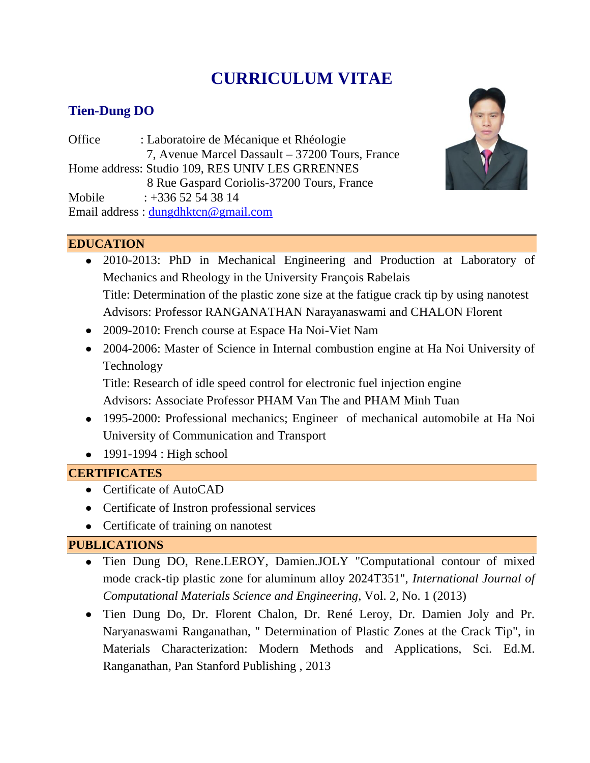# CURRICULUM VITAE

## Tien-Dung DO

Office : Laboratoire de Mécanique et Rhéologie
7, Avenue Marcel Dassault – 37200 Tours, France
Home address: Studio 109, RES UNIV LES GRRENNES
8 Rue Gaspard Coriolis-37200 Tours, France
Mobile : +336 52 54 38 14
Email address : dungdhktcn@gmail.com

## EDUCATION

- 2010-2013: PhD in Mechanical Engineering and Production at Laboratory of Mechanics and Rheology in the University François Rabelais
  Title: Determination of the plastic zone size at the fatigue crack tip by using nanotest
  Advisors: Professor RANGANATHAN Narayanaswami and CHALON Florent
- 2009-2010: French course at Espace Ha Noi-Viet Nam
- 2004-2006: Master of Science in Internal combustion engine at Ha Noi University of Technology
  Title: Research of idle speed control for electronic fuel injection engine
  Advisors: Associate Professor PHAM Van The and PHAM Minh Tuan
- 1995-2000: Professional mechanics; Engineer of mechanical automobile at Ha Noi University of Communication and Transport
- 1991-1994 : High school

## CERTIFICATES

- Certificate of AutoCAD
- Certificate of Instron professional services
- Certificate of training on nanotest

## PUBLICATIONS

- Tien Dung DO, Rene.LEROY, Damien.JOLY "Computational contour of mixed mode crack-tip plastic zone for aluminum alloy 2024T351", *International Journal of Computational Materials Science and Engineering*, Vol. 2, No. 1 (2013)
- Tien Dung Do, Dr. Florent Chalon, Dr. René Leroy, Dr. Damien Joly and Pr. Naryanaswami Ranganathan, " Determination of Plastic Zones at the Crack Tip", in Materials Characterization: Modern Methods and Applications, Sci. Ed.M. Ranganathan, Pan Stanford Publishing , 2013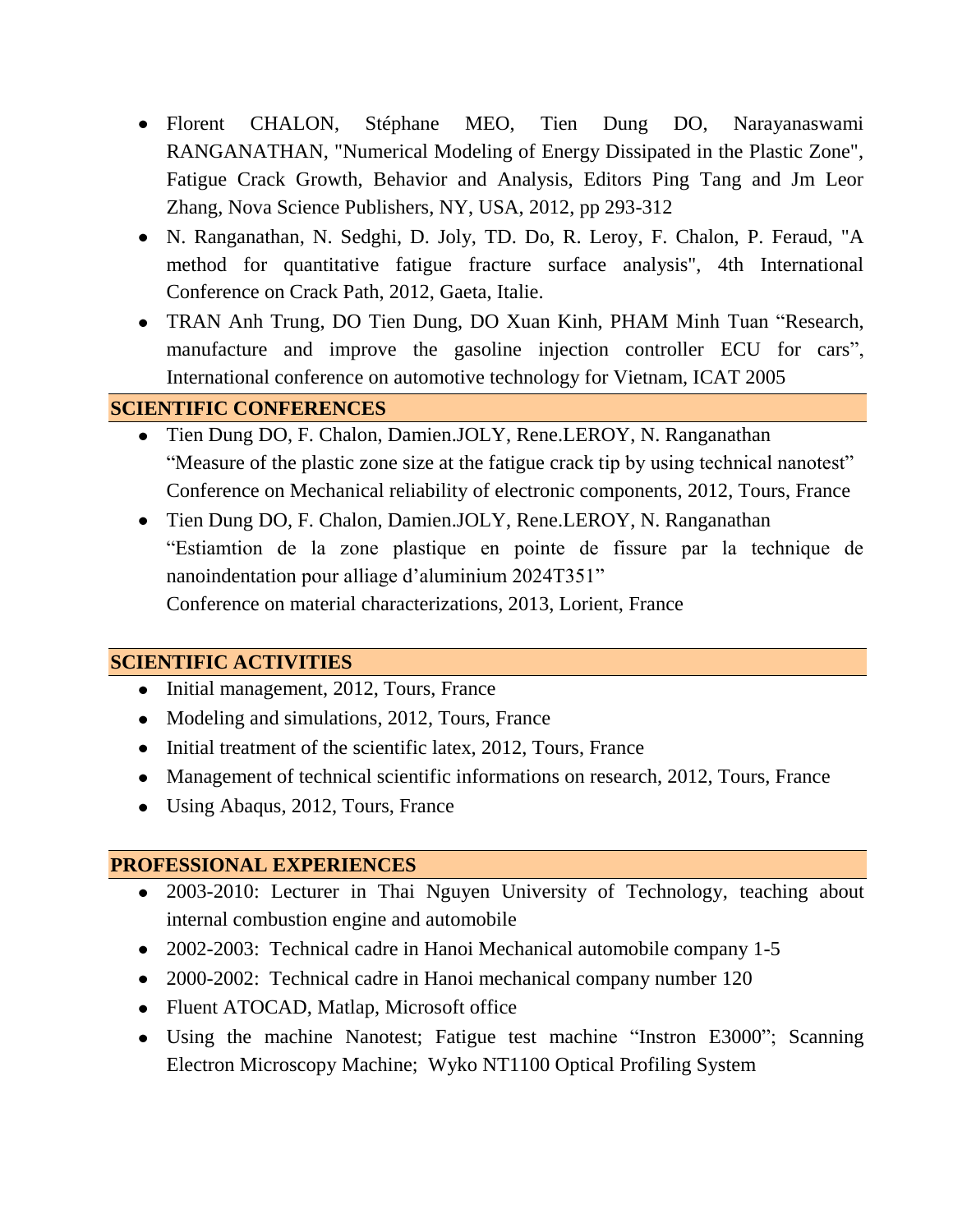- Florent CHALON, Stéphane MEO, Tien Dung DO, Narayanaswami RANGANATHAN, "Numerical Modeling of Energy Dissipated in the Plastic Zone", Fatigue Crack Growth, Behavior and Analysis, Editors Ping Tang and Jm Leor Zhang, Nova Science Publishers, NY, USA, 2012, pp 293-312
- N. Ranganathan, N. Sedghi, D. Joly, TD. Do, R. Leroy, F. Chalon, P. Feraud, "A method for quantitative fatigue fracture surface analysis", 4th International Conference on Crack Path, 2012, Gaeta, Italie.
- TRAN Anh Trung, DO Tien Dung, DO Xuan Kinh, PHAM Minh Tuan "Research, manufacture and improve the gasoline injection controller ECU for cars", International conference on automotive technology for Vietnam, ICAT 2005

## SCIENTIFIC CONFERENCES

- Tien Dung DO, F. Chalon, Damien.JOLY, Rene.LEROY, N. Ranganathan
  "Measure of the plastic zone size at the fatigue crack tip by using technical nanotest"
  Conference on Mechanical reliability of electronic components, 2012, Tours, France
- Tien Dung DO, F. Chalon, Damien.JOLY, Rene.LEROY, N. Ranganathan
  "Estiamtion de la zone plastique en pointe de fissure par la technique de nanoindentation pour alliage d'aluminium 2024T351"
  Conference on material characterizations, 2013, Lorient, France

## SCIENTIFIC ACTIVITIES

- Initial management, 2012, Tours, France
- Modeling and simulations, 2012, Tours, France
- Initial treatment of the scientific latex, 2012, Tours, France
- Management of technical scientific informations on research, 2012, Tours, France
- Using Abaqus, 2012, Tours, France

## PROFESSIONAL EXPERIENCES

- 2003-2010: Lecturer in Thai Nguyen University of Technology, teaching about internal combustion engine and automobile
- 2002-2003: Technical cadre in Hanoi Mechanical automobile company 1-5
- 2000-2002: Technical cadre in Hanoi mechanical company number 120
- Fluent ATOCAD, Matlap, Microsoft office
- Using the machine Nanotest; Fatigue test machine "Instron E3000"; Scanning Electron Microscopy Machine; Wyko NT1100 Optical Profiling System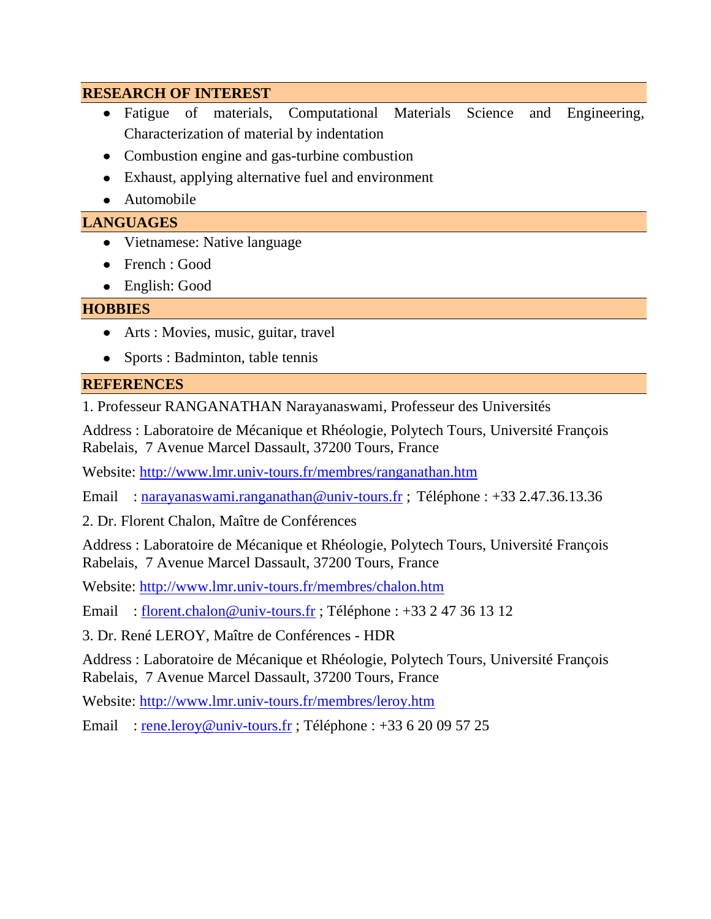## RESEARCH OF INTEREST

- Fatigue of materials, Computational Materials Science and Engineering, Characterization of material by indentation
- Combustion engine and gas-turbine combustion
- Exhaust, applying alternative fuel and environment
- Automobile

## LANGUAGES

- Vietnamese: Native language
- French : Good
- English: Good

## HOBBIES

- Arts : Movies, music, guitar, travel
- Sports : Badminton, table tennis

## REFERENCES

1. Professeur RANGANATHAN Narayanaswami, Professeur des Universités

Address : Laboratoire de Mécanique et Rhéologie, Polytech Tours, Université François Rabelais, 7 Avenue Marcel Dassault, 37200 Tours, France

Website: http://www.lmr.univ-tours.fr/membres/ranganathan.htm

Email : narayanaswami.ranganathan@univ-tours.fr ; Téléphone : +33 2.47.36.13.36

2. Dr. Florent Chalon, Maître de Conférences

Address : Laboratoire de Mécanique et Rhéologie, Polytech Tours, Université François Rabelais, 7 Avenue Marcel Dassault, 37200 Tours, France

Website: http://www.lmr.univ-tours.fr/membres/chalon.htm

Email : florent.chalon@univ-tours.fr ; Téléphone : +33 2 47 36 13 12

3. Dr. René LEROY, Maître de Conférences - HDR

Address : Laboratoire de Mécanique et Rhéologie, Polytech Tours, Université François Rabelais, 7 Avenue Marcel Dassault, 37200 Tours, France

Website: http://www.lmr.univ-tours.fr/membres/leroy.htm

Email : rene.leroy@univ-tours.fr ; Téléphone : +33 6 20 09 57 25